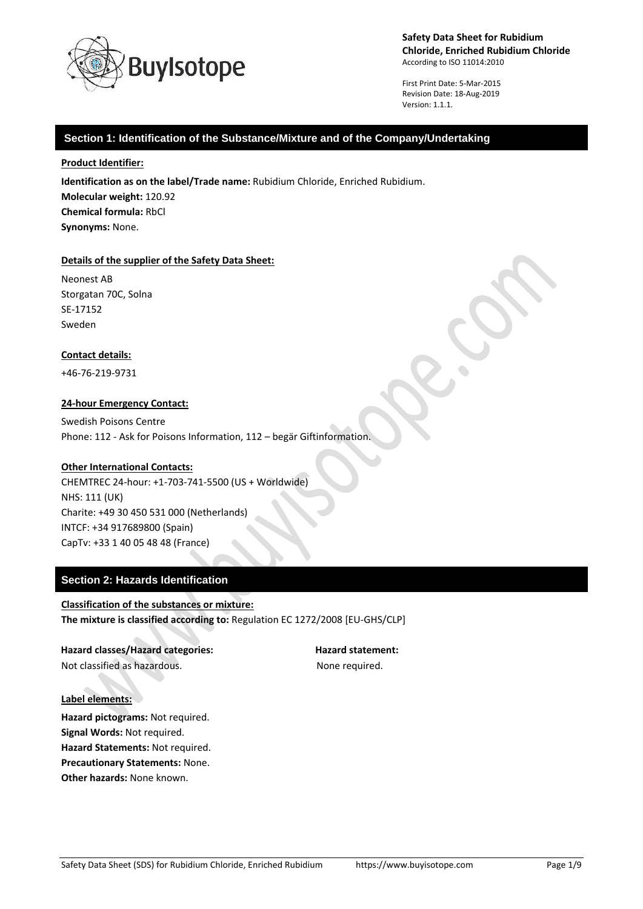**Safety Data Sheet for Rubidium Chloride, Enriched Rubidium Chloride**
According to ISO 11014:2010

First Print Date: 5-Mar-2015
Revision Date: 18-Aug-2019
Version: 1.1.1.

## Section 1: Identification of the Substance/Mixture and of the Company/Undertaking

**Product Identifier:**

**Identification as on the label/Trade name:** Rubidium Chloride, Enriched Rubidium.
**Molecular weight:** 120.92
**Chemical formula:** RbCl
**Synonyms:** None.

**Details of the supplier of the Safety Data Sheet:**

Neonest AB
Storgatan 70C, Solna
SE-17152
Sweden

**Contact details:**

+46-76-219-9731

**24-hour Emergency Contact:**

Swedish Poisons Centre
Phone: 112 - Ask for Poisons Information, 112 – begär Giftinformation.

**Other International Contacts:**

CHEMTREC 24-hour: +1-703-741-5500 (US + Worldwide)
NHS: 111 (UK)
Charite: +49 30 450 531 000 (Netherlands)
INTCF: +34 917689800 (Spain)
CapTv: +33 1 40 05 48 48 (France)

## Section 2: Hazards Identification

**Classification of the substances or mixture:**
**The mixture is classified according to:** Regulation EC 1272/2008 [EU-GHS/CLP]

| Hazard classes/Hazard categories: | Hazard statement: |
|---|---|
| Not classified as hazardous. | None required. |

**Label elements:**

**Hazard pictograms:** Not required.
**Signal Words:** Not required.
**Hazard Statements:** Not required.
**Precautionary Statements:** None.
**Other hazards:** None known.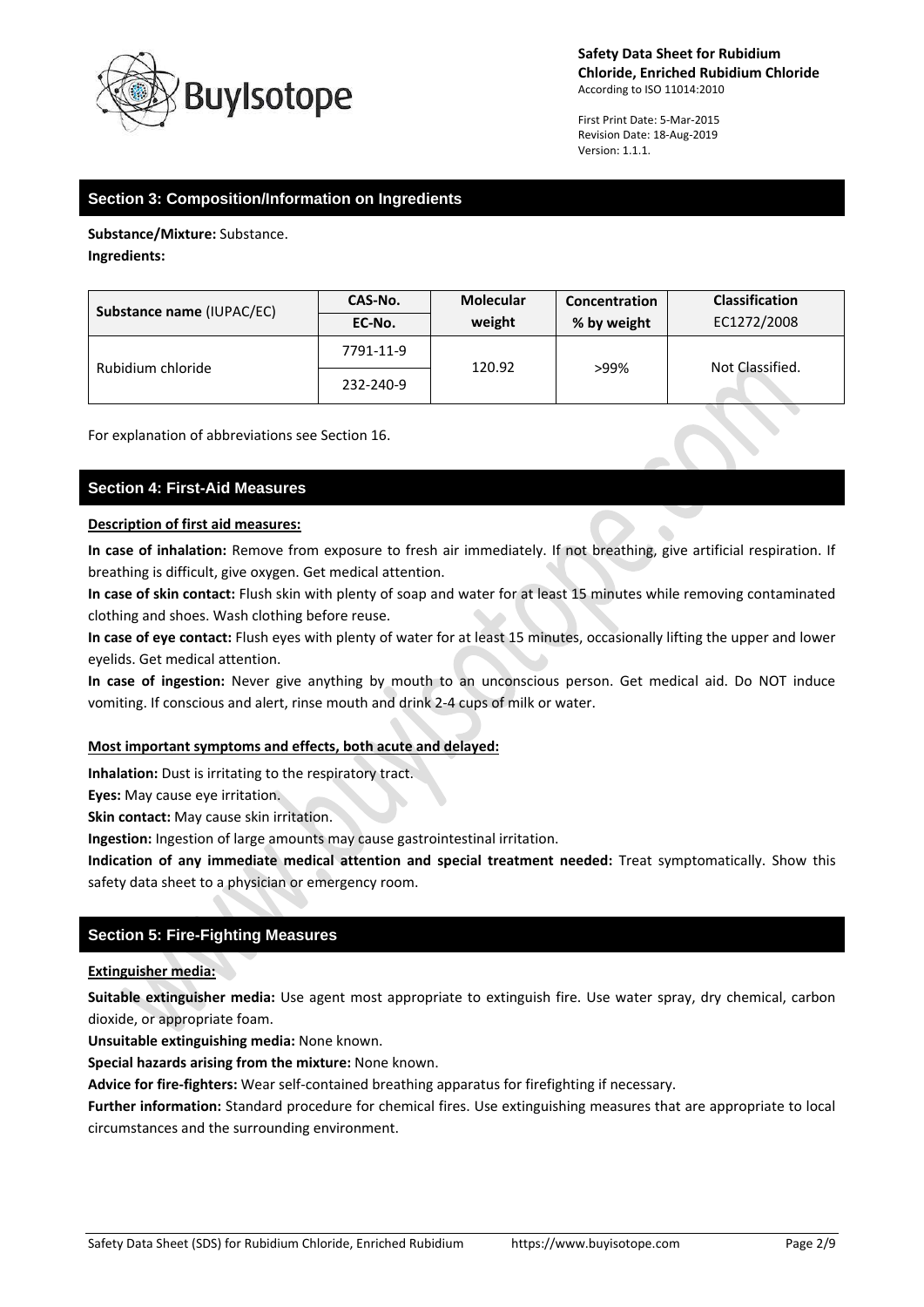## Section 3: Composition/Information on Ingredients

**Substance/Mixture:** Substance.

**Ingredients:**

| Substance name (IUPAC/EC) | CAS-No. / EC-No. | Molecular weight | Concentration % by weight | Classification EC1272/2008 |
|---|---|---|---|---|
| Rubidium chloride | 7791-11-9 / 232-240-9 | 120.92 | >99% | Not Classified. |

For explanation of abbreviations see Section 16.

## Section 4: First-Aid Measures

**Description of first aid measures:**

**In case of inhalation:** Remove from exposure to fresh air immediately. If not breathing, give artificial respiration. If breathing is difficult, give oxygen. Get medical attention.

**In case of skin contact:** Flush skin with plenty of soap and water for at least 15 minutes while removing contaminated clothing and shoes. Wash clothing before reuse.

**In case of eye contact:** Flush eyes with plenty of water for at least 15 minutes, occasionally lifting the upper and lower eyelids. Get medical attention.

**In case of ingestion:** Never give anything by mouth to an unconscious person. Get medical aid. Do NOT induce vomiting. If conscious and alert, rinse mouth and drink 2-4 cups of milk or water.

**Most important symptoms and effects, both acute and delayed:**

**Inhalation:** Dust is irritating to the respiratory tract.

**Eyes:** May cause eye irritation.

**Skin contact:** May cause skin irritation.

**Ingestion:** Ingestion of large amounts may cause gastrointestinal irritation.

**Indication of any immediate medical attention and special treatment needed:** Treat symptomatically. Show this safety data sheet to a physician or emergency room.

## Section 5: Fire-Fighting Measures

**Extinguisher media:**

**Suitable extinguisher media:** Use agent most appropriate to extinguish fire. Use water spray, dry chemical, carbon dioxide, or appropriate foam.

**Unsuitable extinguishing media:** None known.

**Special hazards arising from the mixture:** None known.

**Advice for fire-fighters:** Wear self-contained breathing apparatus for firefighting if necessary.

**Further information:** Standard procedure for chemical fires. Use extinguishing measures that are appropriate to local circumstances and the surrounding environment.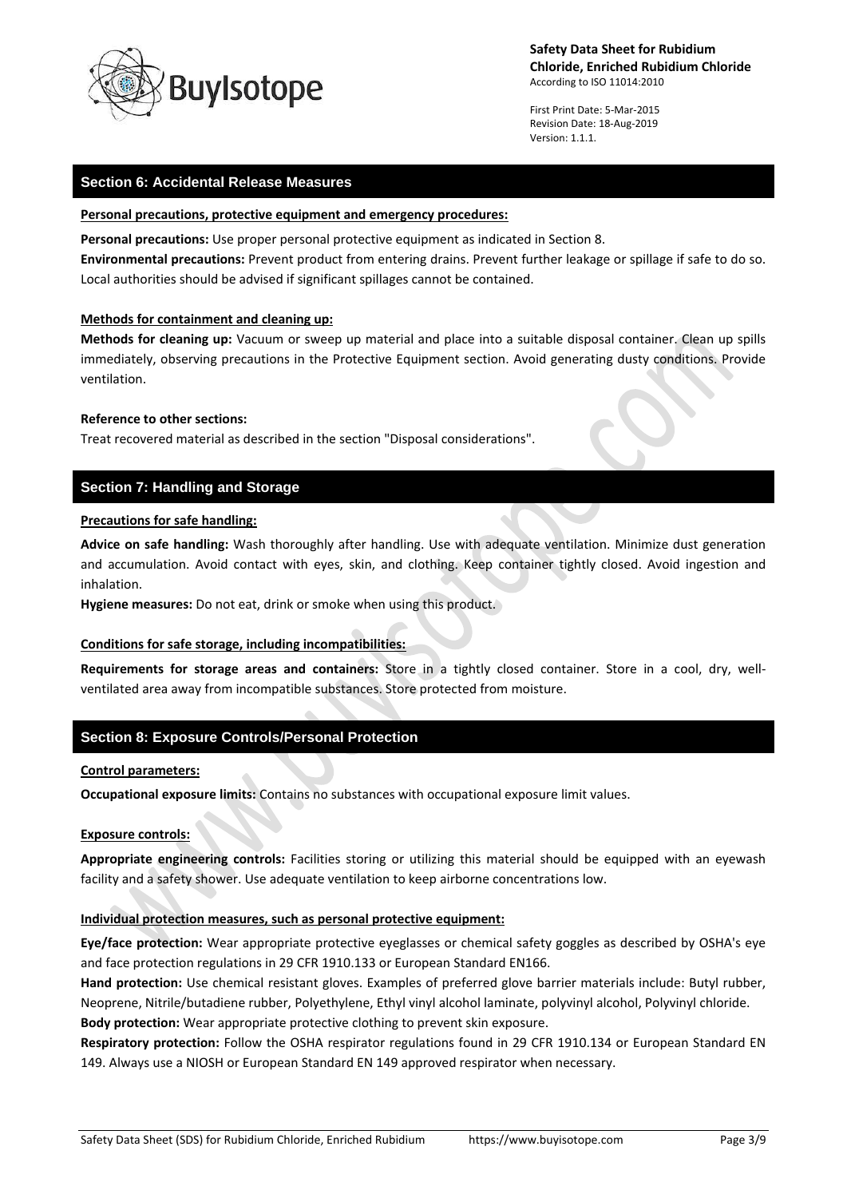## Section 6: Accidental Release Measures

**Personal precautions, protective equipment and emergency procedures:**

**Personal precautions:** Use proper personal protective equipment as indicated in Section 8.
**Environmental precautions:** Prevent product from entering drains. Prevent further leakage or spillage if safe to do so. Local authorities should be advised if significant spillages cannot be contained.

**Methods for containment and cleaning up:**

**Methods for cleaning up:** Vacuum or sweep up material and place into a suitable disposal container. Clean up spills immediately, observing precautions in the Protective Equipment section. Avoid generating dusty conditions. Provide ventilation.

**Reference to other sections:**

Treat recovered material as described in the section "Disposal considerations".

## Section 7: Handling and Storage

**Precautions for safe handling:**

**Advice on safe handling:** Wash thoroughly after handling. Use with adequate ventilation. Minimize dust generation and accumulation. Avoid contact with eyes, skin, and clothing. Keep container tightly closed. Avoid ingestion and inhalation.
**Hygiene measures:** Do not eat, drink or smoke when using this product.

**Conditions for safe storage, including incompatibilities:**

**Requirements for storage areas and containers:** Store in a tightly closed container. Store in a cool, dry, well-ventilated area away from incompatible substances. Store protected from moisture.

## Section 8: Exposure Controls/Personal Protection

**Control parameters:**

**Occupational exposure limits:** Contains no substances with occupational exposure limit values.

**Exposure controls:**

**Appropriate engineering controls:** Facilities storing or utilizing this material should be equipped with an eyewash facility and a safety shower. Use adequate ventilation to keep airborne concentrations low.

**Individual protection measures, such as personal protective equipment:**

**Eye/face protection:** Wear appropriate protective eyeglasses or chemical safety goggles as described by OSHA's eye and face protection regulations in 29 CFR 1910.133 or European Standard EN166.
**Hand protection:** Use chemical resistant gloves. Examples of preferred glove barrier materials include: Butyl rubber, Neoprene, Nitrile/butadiene rubber, Polyethylene, Ethyl vinyl alcohol laminate, polyvinyl alcohol, Polyvinyl chloride.
**Body protection:** Wear appropriate protective clothing to prevent skin exposure.
**Respiratory protection:** Follow the OSHA respirator regulations found in 29 CFR 1910.134 or European Standard EN 149. Always use a NIOSH or European Standard EN 149 approved respirator when necessary.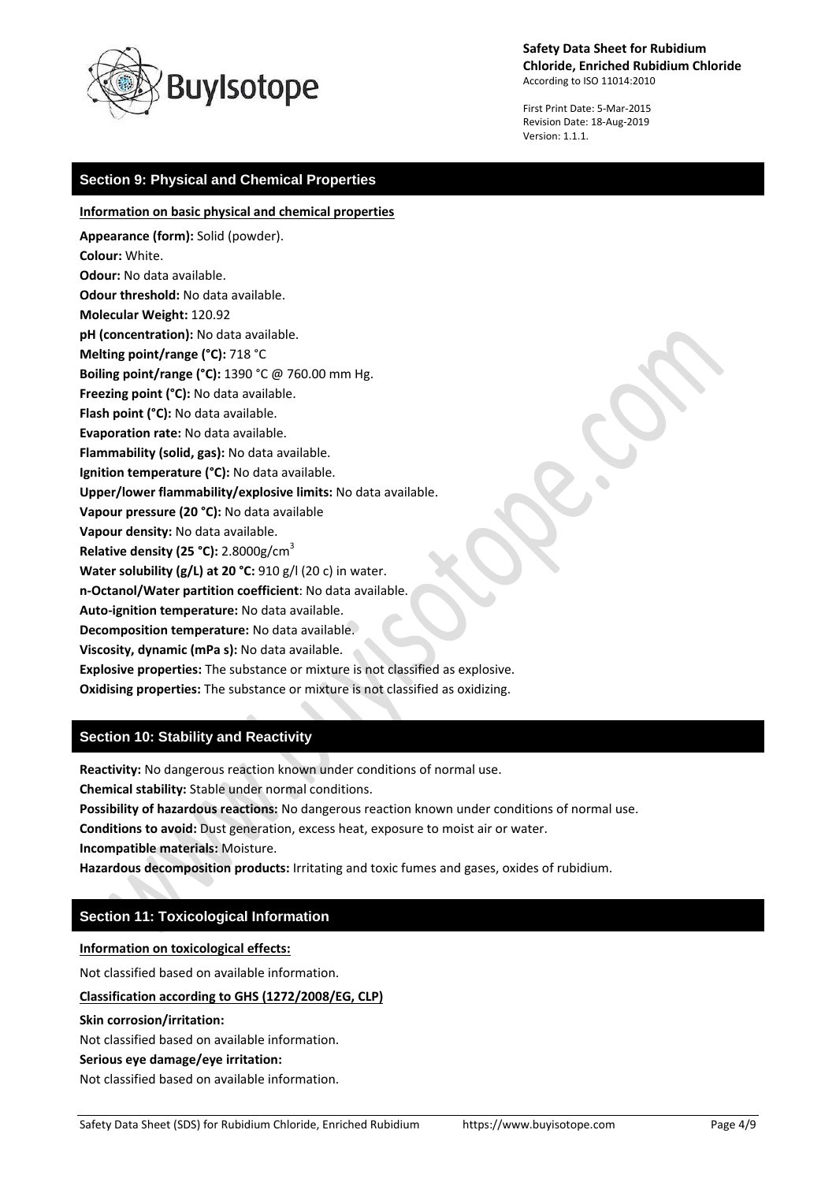## Section 9: Physical and Chemical Properties

**Information on basic physical and chemical properties**

**Appearance (form):** Solid (powder).
**Colour:** White.
**Odour:** No data available.
**Odour threshold:** No data available.
**Molecular Weight:** 120.92
**pH (concentration):** No data available.
**Melting point/range (°C):** 718 °C
**Boiling point/range (°C):** 1390 °C @ 760.00 mm Hg.
**Freezing point (°C):** No data available.
**Flash point (°C):** No data available.
**Evaporation rate:** No data available.
**Flammability (solid, gas):** No data available.
**Ignition temperature (°C):** No data available.
**Upper/lower flammability/explosive limits:** No data available.
**Vapour pressure (20 °C):** No data available
**Vapour density:** No data available.
**Relative density (25 °C):** 2.8000g/$cm^3$
**Water solubility (g/L) at 20 °C:** 910 g/l (20 c) in water.
**n-Octanol/Water partition coefficient**: No data available.
**Auto-ignition temperature:** No data available.
**Decomposition temperature:** No data available.
**Viscosity, dynamic (mPa s):** No data available.
**Explosive properties:** The substance or mixture is not classified as explosive.
**Oxidising properties:** The substance or mixture is not classified as oxidizing.

## Section 10: Stability and Reactivity

**Reactivity:** No dangerous reaction known under conditions of normal use.
**Chemical stability:** Stable under normal conditions.
**Possibility of hazardous reactions:** No dangerous reaction known under conditions of normal use.
**Conditions to avoid:** Dust generation, excess heat, exposure to moist air or water.
**Incompatible materials:** Moisture.
**Hazardous decomposition products:** Irritating and toxic fumes and gases, oxides of rubidium.

## Section 11: Toxicological Information

**Information on toxicological effects:**

Not classified based on available information.

**Classification according to GHS (1272/2008/EG, CLP)**

**Skin corrosion/irritation:**
Not classified based on available information.
**Serious eye damage/eye irritation:**
Not classified based on available information.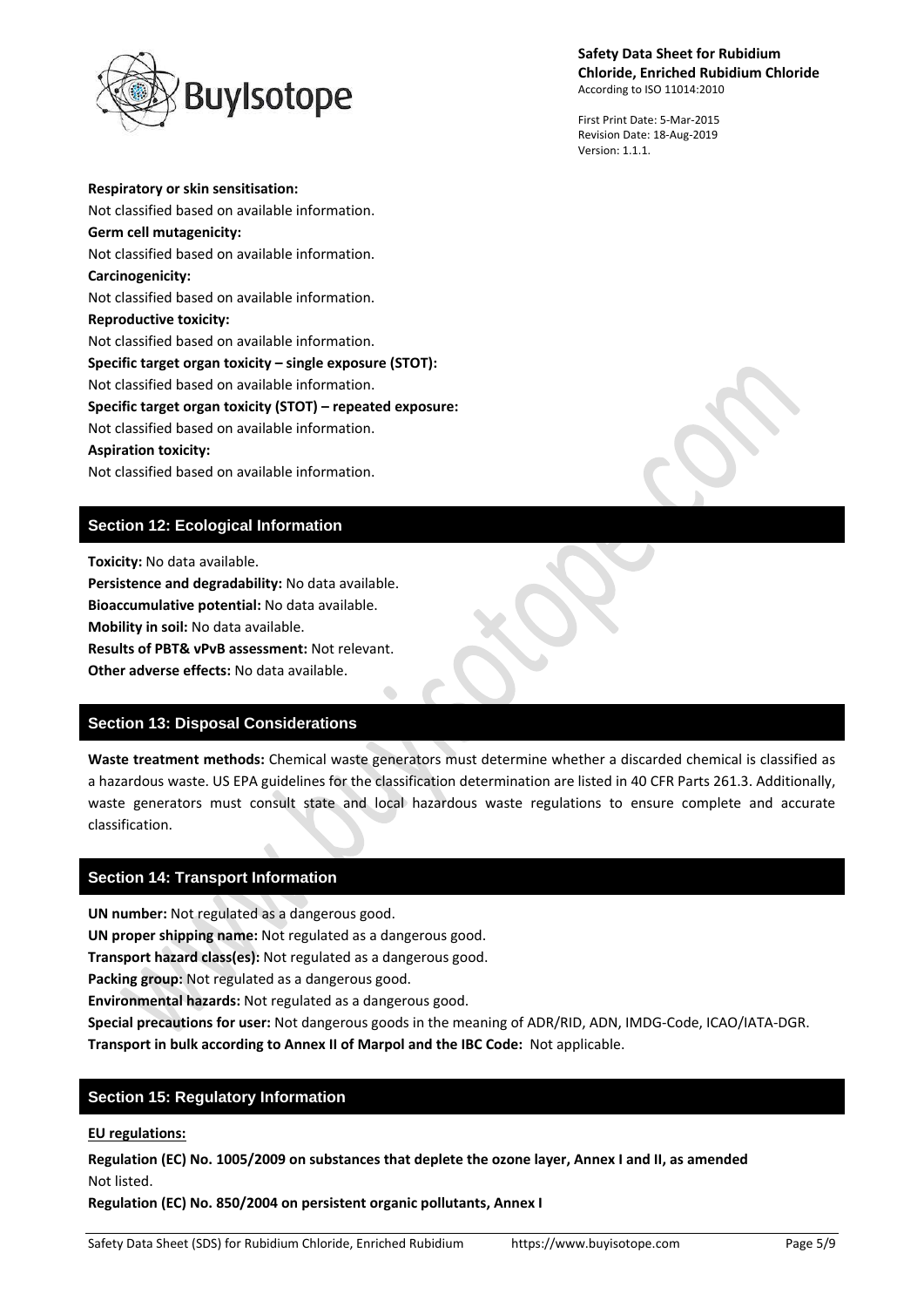**Respiratory or skin sensitisation:**
Not classified based on available information.

**Germ cell mutagenicity:**
Not classified based on available information.

**Carcinogenicity:**
Not classified based on available information.

**Reproductive toxicity:**
Not classified based on available information.

**Specific target organ toxicity – single exposure (STOT):**
Not classified based on available information.

**Specific target organ toxicity (STOT) – repeated exposure:**
Not classified based on available information.

**Aspiration toxicity:**
Not classified based on available information.

## Section 12: Ecological Information

**Toxicity:** No data available.
**Persistence and degradability:** No data available.
**Bioaccumulative potential:** No data available.
**Mobility in soil:** No data available.
**Results of PBT& vPvB assessment:** Not relevant.
**Other adverse effects:** No data available.

## Section 13: Disposal Considerations

**Waste treatment methods:** Chemical waste generators must determine whether a discarded chemical is classified as a hazardous waste. US EPA guidelines for the classification determination are listed in 40 CFR Parts 261.3. Additionally, waste generators must consult state and local hazardous waste regulations to ensure complete and accurate classification.

## Section 14: Transport Information

**UN number:** Not regulated as a dangerous good.
**UN proper shipping name:** Not regulated as a dangerous good.
**Transport hazard class(es):** Not regulated as a dangerous good.
**Packing group:** Not regulated as a dangerous good.
**Environmental hazards:** Not regulated as a dangerous good.
**Special precautions for user:** Not dangerous goods in the meaning of ADR/RID, ADN, IMDG-Code, ICAO/IATA-DGR.
**Transport in bulk according to Annex II of Marpol and the IBC Code:** Not applicable.

## Section 15: Regulatory Information

**EU regulations:**

**Regulation (EC) No. 1005/2009 on substances that deplete the ozone layer, Annex I and II, as amended**
Not listed.

**Regulation (EC) No. 850/2004 on persistent organic pollutants, Annex I**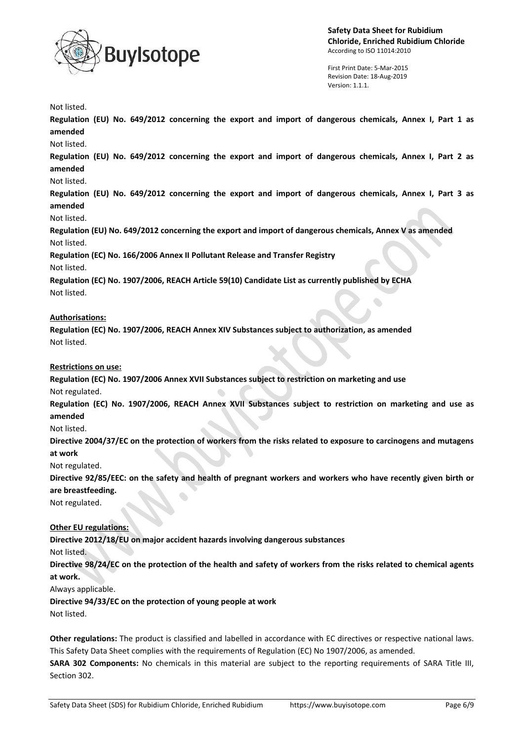Not listed.

**Regulation (EU) No. 649/2012 concerning the export and import of dangerous chemicals, Annex I, Part 1 as amended**

Not listed.

**Regulation (EU) No. 649/2012 concerning the export and import of dangerous chemicals, Annex I, Part 2 as amended**

Not listed.

**Regulation (EU) No. 649/2012 concerning the export and import of dangerous chemicals, Annex I, Part 3 as amended**

Not listed.

**Regulation (EU) No. 649/2012 concerning the export and import of dangerous chemicals, Annex V as amended**

Not listed.

**Regulation (EC) No. 166/2006 Annex II Pollutant Release and Transfer Registry**

Not listed.

**Regulation (EC) No. 1907/2006, REACH Article 59(10) Candidate List as currently published by ECHA**

Not listed.

**Authorisations:**

**Regulation (EC) No. 1907/2006, REACH Annex XIV Substances subject to authorization, as amended**

Not listed.

**Restrictions on use:**

**Regulation (EC) No. 1907/2006 Annex XVII Substances subject to restriction on marketing and use**

Not regulated.

**Regulation (EC) No. 1907/2006, REACH Annex XVII Substances subject to restriction on marketing and use as amended**

Not listed.

**Directive 2004/37/EC on the protection of workers from the risks related to exposure to carcinogens and mutagens at work**

Not regulated.

**Directive 92/85/EEC: on the safety and health of pregnant workers and workers who have recently given birth or are breastfeeding.**

Not regulated.

**Other EU regulations:**

**Directive 2012/18/EU on major accident hazards involving dangerous substances**

Not listed.

**Directive 98/24/EC on the protection of the health and safety of workers from the risks related to chemical agents at work.**

Always applicable.

**Directive 94/33/EC on the protection of young people at work**

Not listed.

**Other regulations:** The product is classified and labelled in accordance with EC directives or respective national laws. This Safety Data Sheet complies with the requirements of Regulation (EC) No 1907/2006, as amended.

**SARA 302 Components:** No chemicals in this material are subject to the reporting requirements of SARA Title III, Section 302.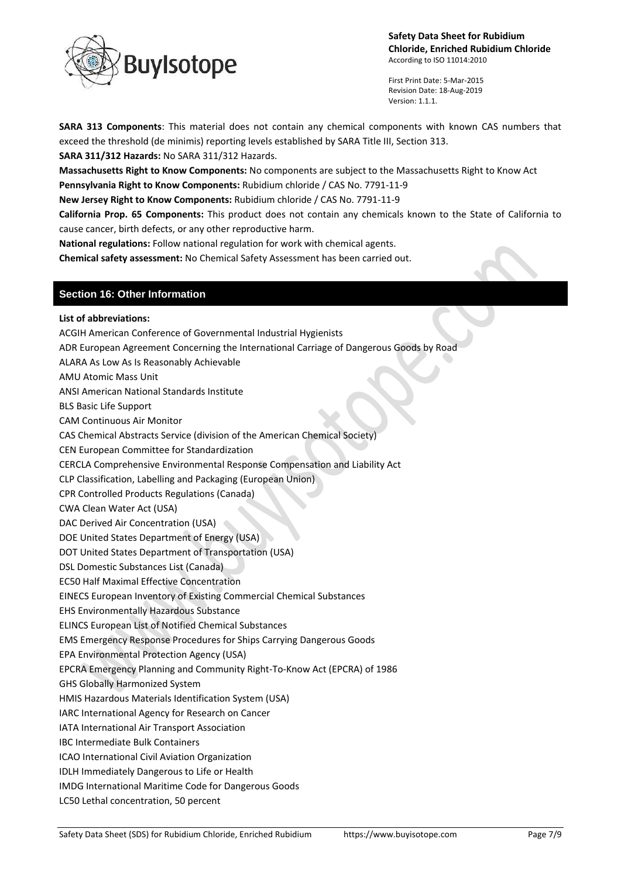**SARA 313 Components**: This material does not contain any chemical components with known CAS numbers that exceed the threshold (de minimis) reporting levels established by SARA Title III, Section 313.

**SARA 311/312 Hazards:** No SARA 311/312 Hazards.

**Massachusetts Right to Know Components:** No components are subject to the Massachusetts Right to Know Act

**Pennsylvania Right to Know Components:** Rubidium chloride / CAS No. 7791-11-9

**New Jersey Right to Know Components:** Rubidium chloride / CAS No. 7791-11-9

**California Prop. 65 Components:** This product does not contain any chemicals known to the State of California to cause cancer, birth defects, or any other reproductive harm.

**National regulations:** Follow national regulation for work with chemical agents.

**Chemical safety assessment:** No Chemical Safety Assessment has been carried out.

## Section 16: Other Information

**List of abbreviations:**

ACGIH American Conference of Governmental Industrial Hygienists
ADR European Agreement Concerning the International Carriage of Dangerous Goods by Road
ALARA As Low As Is Reasonably Achievable
AMU Atomic Mass Unit
ANSI American National Standards Institute
BLS Basic Life Support
CAM Continuous Air Monitor
CAS Chemical Abstracts Service (division of the American Chemical Society)
CEN European Committee for Standardization
CERCLA Comprehensive Environmental Response Compensation and Liability Act
CLP Classification, Labelling and Packaging (European Union)
CPR Controlled Products Regulations (Canada)
CWA Clean Water Act (USA)
DAC Derived Air Concentration (USA)
DOE United States Department of Energy (USA)
DOT United States Department of Transportation (USA)
DSL Domestic Substances List (Canada)
EC50 Half Maximal Effective Concentration
EINECS European Inventory of Existing Commercial Chemical Substances
EHS Environmentally Hazardous Substance
ELINCS European List of Notified Chemical Substances
EMS Emergency Response Procedures for Ships Carrying Dangerous Goods
EPA Environmental Protection Agency (USA)
EPCRA Emergency Planning and Community Right-To-Know Act (EPCRA) of 1986
GHS Globally Harmonized System
HMIS Hazardous Materials Identification System (USA)
IARC International Agency for Research on Cancer
IATA International Air Transport Association
IBC Intermediate Bulk Containers
ICAO International Civil Aviation Organization
IDLH Immediately Dangerous to Life or Health
IMDG International Maritime Code for Dangerous Goods
LC50 Lethal concentration, 50 percent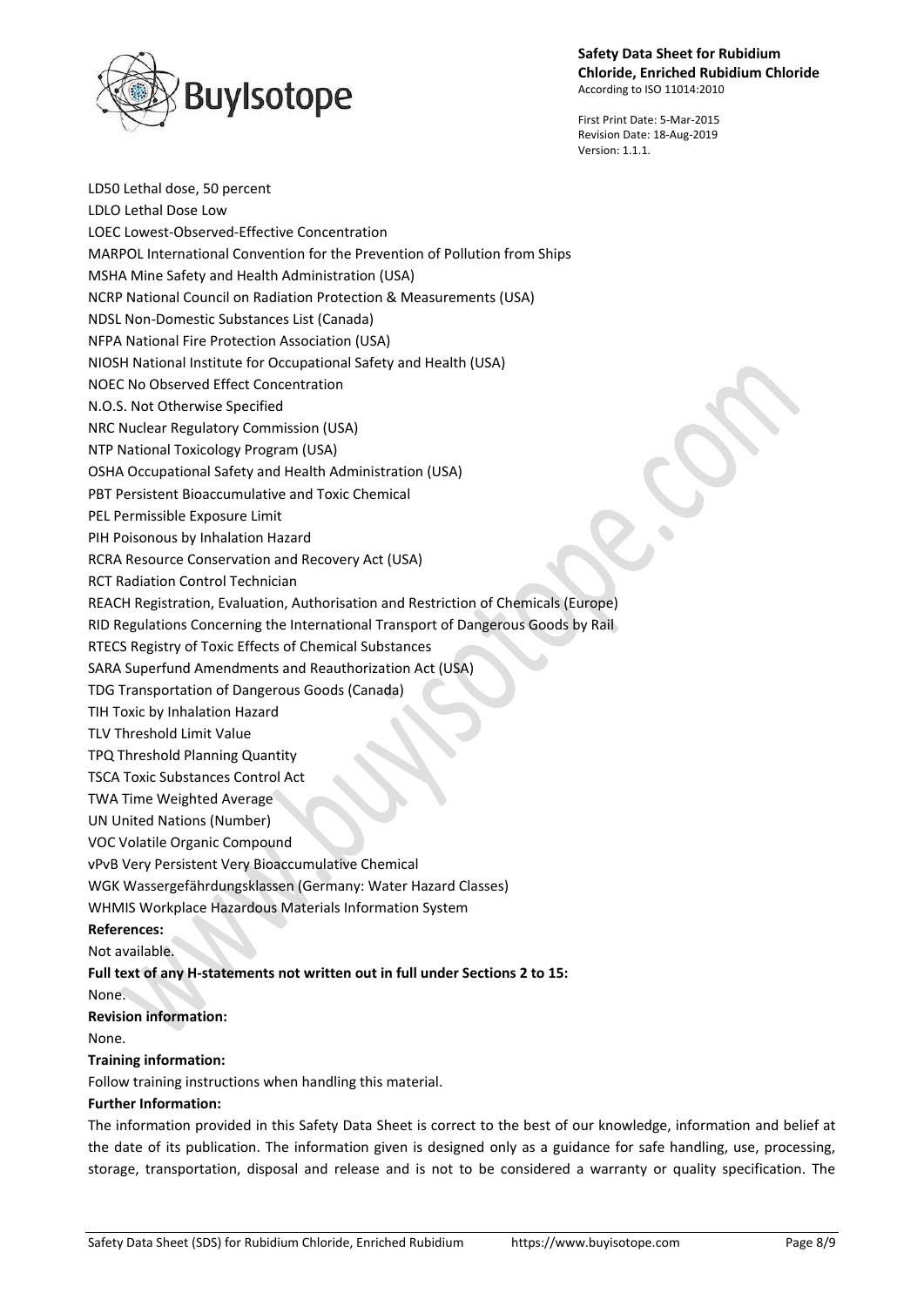LD50 Lethal dose, 50 percent
LDLO Lethal Dose Low
LOEC Lowest-Observed-Effective Concentration
MARPOL International Convention for the Prevention of Pollution from Ships
MSHA Mine Safety and Health Administration (USA)
NCRP National Council on Radiation Protection & Measurements (USA)
NDSL Non-Domestic Substances List (Canada)
NFPA National Fire Protection Association (USA)
NIOSH National Institute for Occupational Safety and Health (USA)
NOEC No Observed Effect Concentration
N.O.S. Not Otherwise Specified
NRC Nuclear Regulatory Commission (USA)
NTP National Toxicology Program (USA)
OSHA Occupational Safety and Health Administration (USA)
PBT Persistent Bioaccumulative and Toxic Chemical
PEL Permissible Exposure Limit
PIH Poisonous by Inhalation Hazard
RCRA Resource Conservation and Recovery Act (USA)
RCT Radiation Control Technician
REACH Registration, Evaluation, Authorisation and Restriction of Chemicals (Europe)
RID Regulations Concerning the International Transport of Dangerous Goods by Rail
RTECS Registry of Toxic Effects of Chemical Substances
SARA Superfund Amendments and Reauthorization Act (USA)
TDG Transportation of Dangerous Goods (Canada)
TIH Toxic by Inhalation Hazard
TLV Threshold Limit Value
TPQ Threshold Planning Quantity
TSCA Toxic Substances Control Act
TWA Time Weighted Average
UN United Nations (Number)
VOC Volatile Organic Compound
vPvB Very Persistent Very Bioaccumulative Chemical
WGK Wassergefährdungsklassen (Germany: Water Hazard Classes)
WHMIS Workplace Hazardous Materials Information System

**References:**

Not available.

**Full text of any H-statements not written out in full under Sections 2 to 15:**

None.

**Revision information:**

None.

**Training information:**

Follow training instructions when handling this material.

**Further Information:**

The information provided in this Safety Data Sheet is correct to the best of our knowledge, information and belief at the date of its publication. The information given is designed only as a guidance for safe handling, use, processing, storage, transportation, disposal and release and is not to be considered a warranty or quality specification. The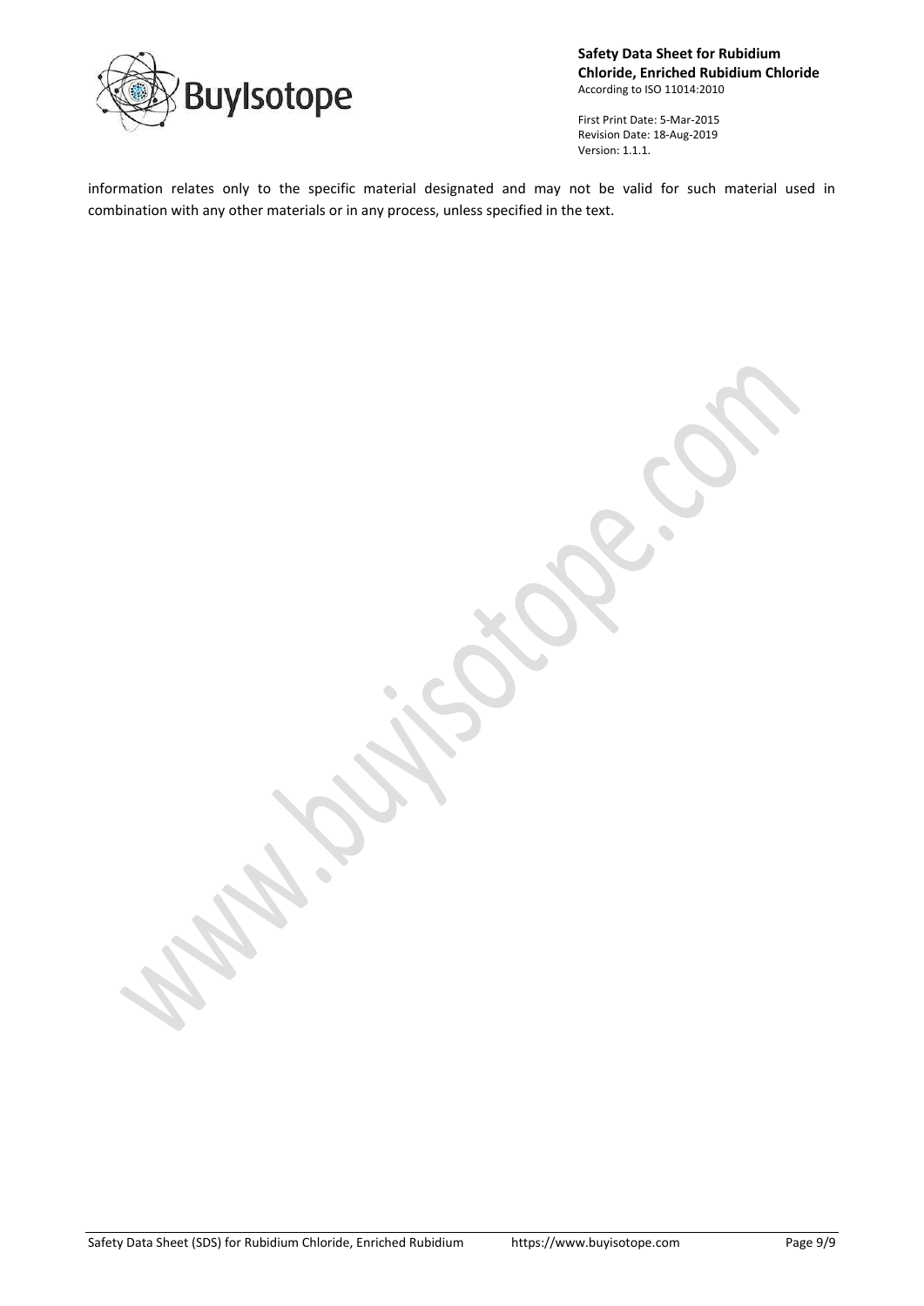information relates only to the specific material designated and may not be valid for such material used in combination with any other materials or in any process, unless specified in the text.